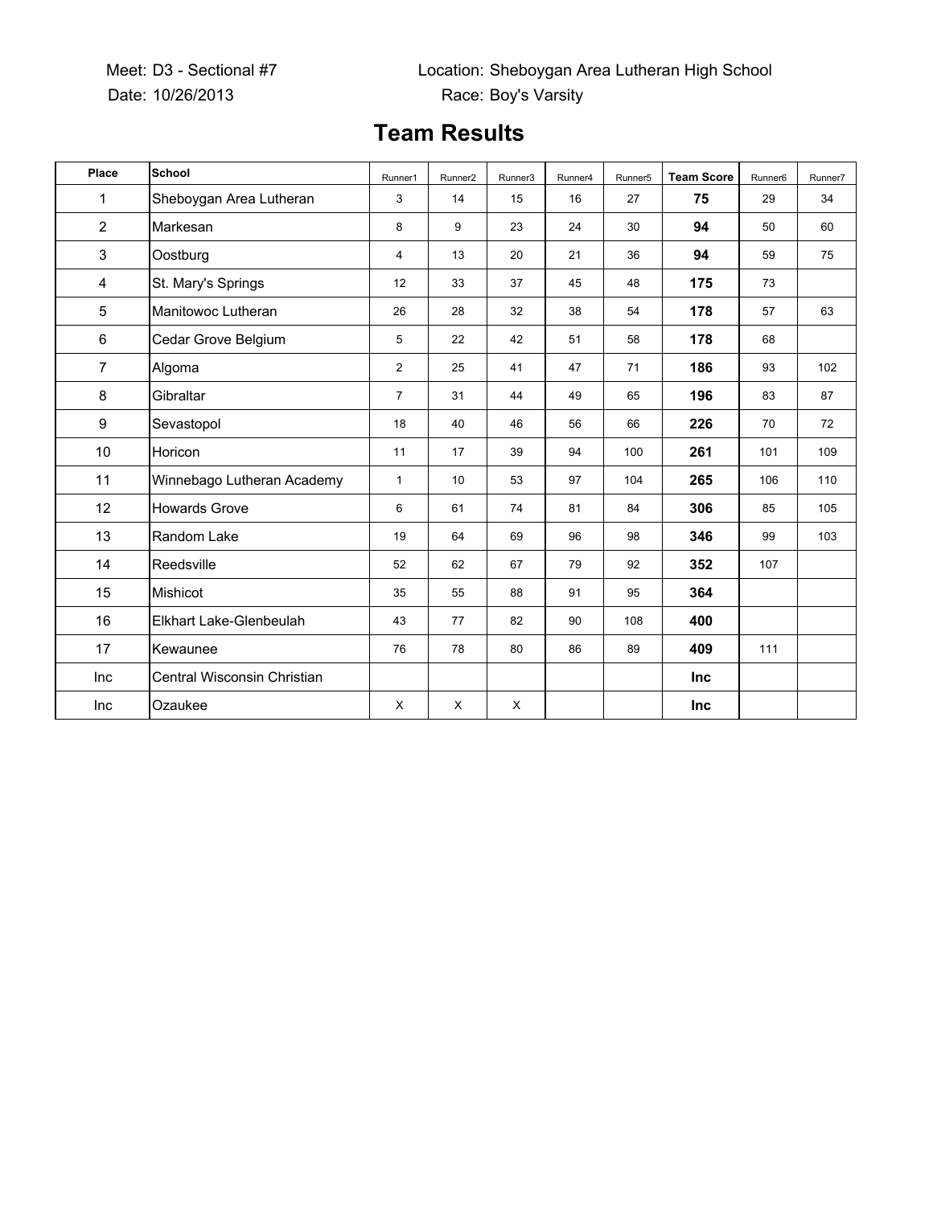Meet: D3 - Sectional #7

Date: 10/26/2013

Location: Sheboygan Area Lutheran High School

Race: Boy's Varsity

# Team Results

| Place | School | Runner1 | Runner2 | Runner3 | Runner4 | Runner5 | Team Score | Runner6 | Runner7 |
|---|---|---|---|---|---|---|---|---|---|
| 1 | Sheboygan Area Lutheran | 3 | 14 | 15 | 16 | 27 | **75** | 29 | 34 |
| 2 | Markesan | 8 | 9 | 23 | 24 | 30 | **94** | 50 | 60 |
| 3 | Oostburg | 4 | 13 | 20 | 21 | 36 | **94** | 59 | 75 |
| 4 | St. Mary's Springs | 12 | 33 | 37 | 45 | 48 | **175** | 73 | |
| 5 | Manitowoc Lutheran | 26 | 28 | 32 | 38 | 54 | **178** | 57 | 63 |
| 6 | Cedar Grove Belgium | 5 | 22 | 42 | 51 | 58 | **178** | 68 | |
| 7 | Algoma | 2 | 25 | 41 | 47 | 71 | **186** | 93 | 102 |
| 8 | Gibraltar | 7 | 31 | 44 | 49 | 65 | **196** | 83 | 87 |
| 9 | Sevastopol | 18 | 40 | 46 | 56 | 66 | **226** | 70 | 72 |
| 10 | Horicon | 11 | 17 | 39 | 94 | 100 | **261** | 101 | 109 |
| 11 | Winnebago Lutheran Academy | 1 | 10 | 53 | 97 | 104 | **265** | 106 | 110 |
| 12 | Howards Grove | 6 | 61 | 74 | 81 | 84 | **306** | 85 | 105 |
| 13 | Random Lake | 19 | 64 | 69 | 96 | 98 | **346** | 99 | 103 |
| 14 | Reedsville | 52 | 62 | 67 | 79 | 92 | **352** | 107 | |
| 15 | Mishicot | 35 | 55 | 88 | 91 | 95 | **364** | | |
| 16 | Elkhart Lake-Glenbeulah | 43 | 77 | 82 | 90 | 108 | **400** | | |
| 17 | Kewaunee | 76 | 78 | 80 | 86 | 89 | **409** | 111 | |
| Inc | Central Wisconsin Christian | | | | | | **Inc** | | |
| Inc | Ozaukee | X | X | X | | | **Inc** | | |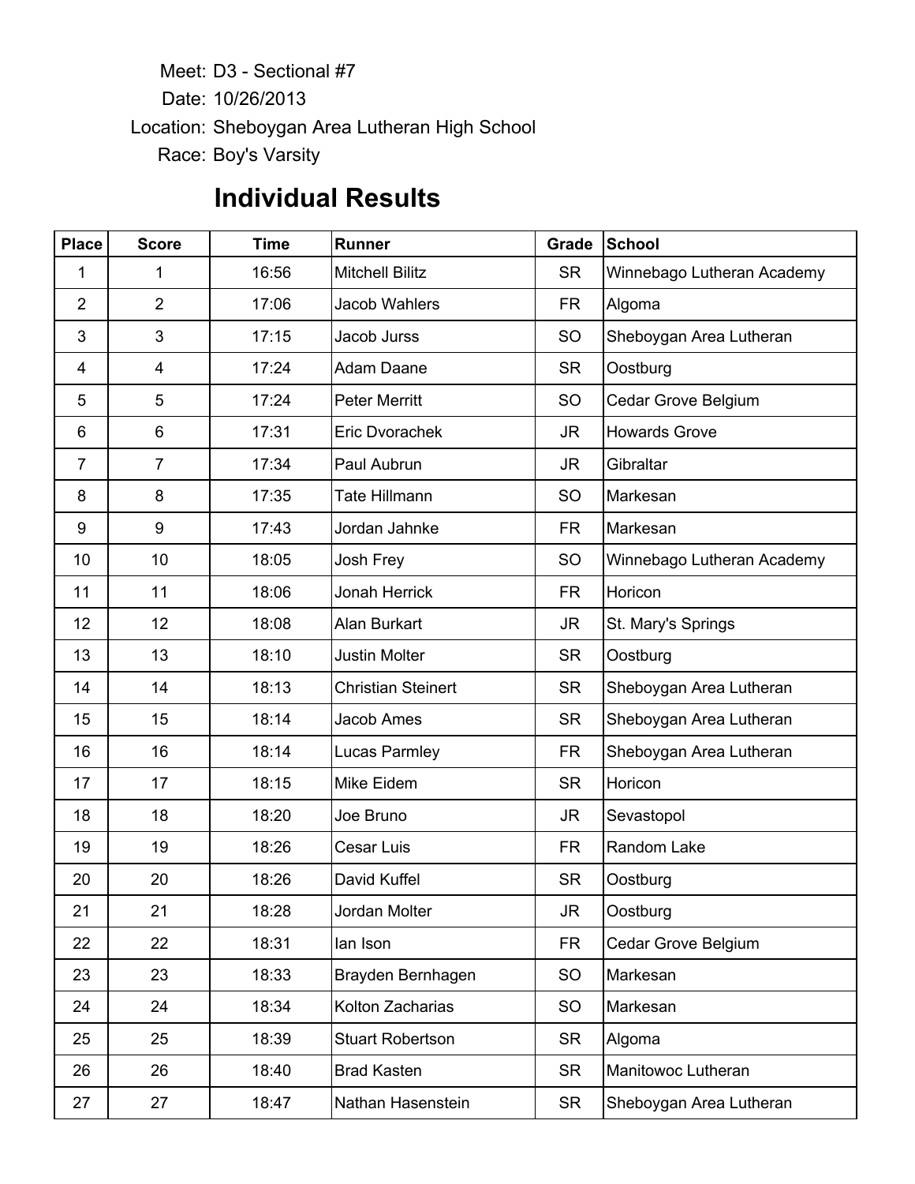Meet: D3 - Sectional #7

Date: 10/26/2013

Location: Sheboygan Area Lutheran High School

Race: Boy's Varsity

## Individual Results

| Place | Score | Time | Runner | Grade | School |
|---|---|---|---|---|---|
| 1 | 1 | 16:56 | Mitchell Bilitz | SR | Winnebago Lutheran Academy |
| 2 | 2 | 17:06 | Jacob Wahlers | FR | Algoma |
| 3 | 3 | 17:15 | Jacob Jurss | SO | Sheboygan Area Lutheran |
| 4 | 4 | 17:24 | Adam Daane | SR | Oostburg |
| 5 | 5 | 17:24 | Peter Merritt | SO | Cedar Grove Belgium |
| 6 | 6 | 17:31 | Eric Dvorachek | JR | Howards Grove |
| 7 | 7 | 17:34 | Paul Aubrun | JR | Gibraltar |
| 8 | 8 | 17:35 | Tate Hillmann | SO | Markesan |
| 9 | 9 | 17:43 | Jordan Jahnke | FR | Markesan |
| 10 | 10 | 18:05 | Josh Frey | SO | Winnebago Lutheran Academy |
| 11 | 11 | 18:06 | Jonah Herrick | FR | Horicon |
| 12 | 12 | 18:08 | Alan Burkart | JR | St. Mary's Springs |
| 13 | 13 | 18:10 | Justin Molter | SR | Oostburg |
| 14 | 14 | 18:13 | Christian Steinert | SR | Sheboygan Area Lutheran |
| 15 | 15 | 18:14 | Jacob Ames | SR | Sheboygan Area Lutheran |
| 16 | 16 | 18:14 | Lucas Parmley | FR | Sheboygan Area Lutheran |
| 17 | 17 | 18:15 | Mike Eidem | SR | Horicon |
| 18 | 18 | 18:20 | Joe Bruno | JR | Sevastopol |
| 19 | 19 | 18:26 | Cesar Luis | FR | Random Lake |
| 20 | 20 | 18:26 | David Kuffel | SR | Oostburg |
| 21 | 21 | 18:28 | Jordan Molter | JR | Oostburg |
| 22 | 22 | 18:31 | Ian Ison | FR | Cedar Grove Belgium |
| 23 | 23 | 18:33 | Brayden Bernhagen | SO | Markesan |
| 24 | 24 | 18:34 | Kolton Zacharias | SO | Markesan |
| 25 | 25 | 18:39 | Stuart Robertson | SR | Algoma |
| 26 | 26 | 18:40 | Brad Kasten | SR | Manitowoc Lutheran |
| 27 | 27 | 18:47 | Nathan Hasenstein | SR | Sheboygan Area Lutheran |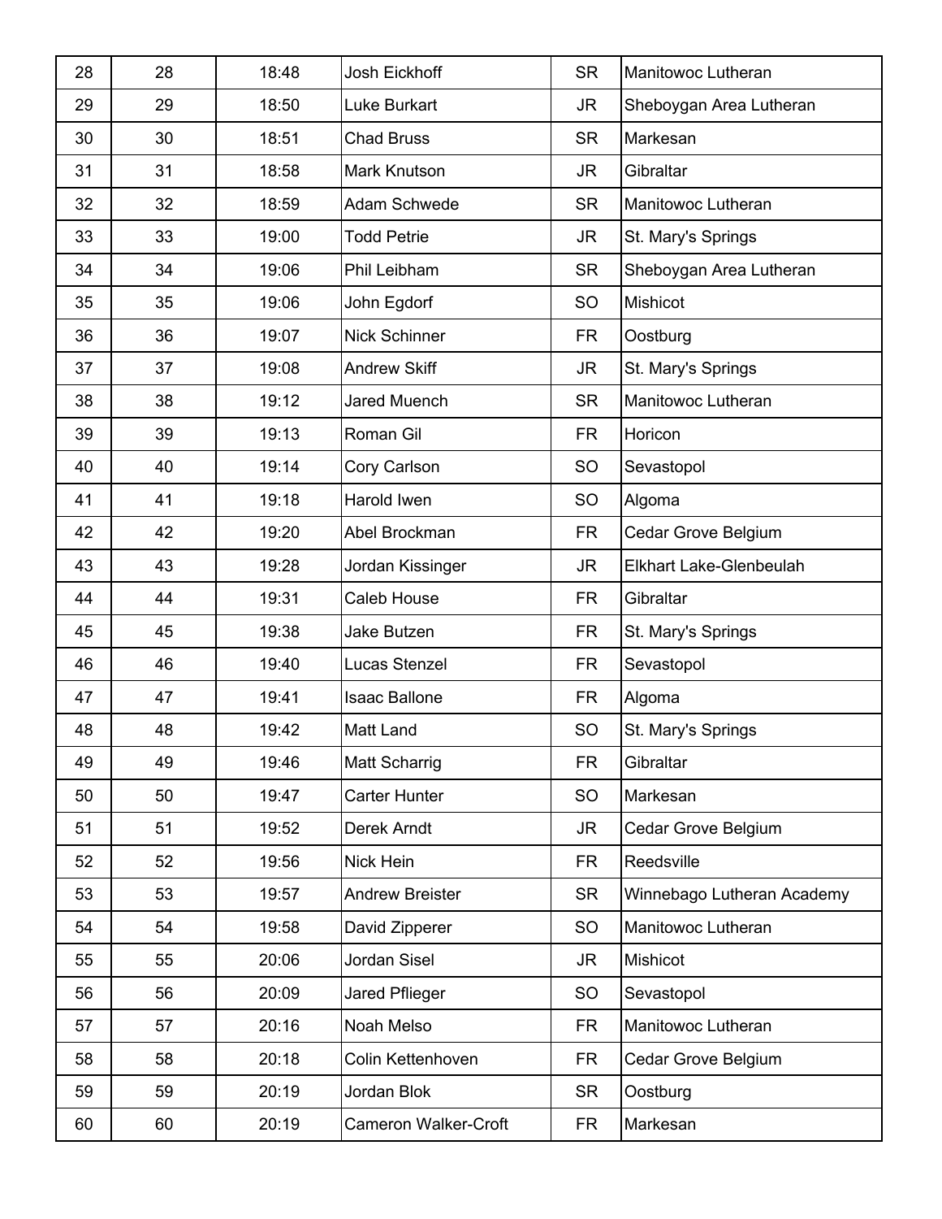| | | | | | |
|---|---|---|---|---|---|
| 28 | 28 | 18:48 | Josh Eickhoff | SR | Manitowoc Lutheran |
| 29 | 29 | 18:50 | Luke Burkart | JR | Sheboygan Area Lutheran |
| 30 | 30 | 18:51 | Chad Bruss | SR | Markesan |
| 31 | 31 | 18:58 | Mark Knutson | JR | Gibraltar |
| 32 | 32 | 18:59 | Adam Schwede | SR | Manitowoc Lutheran |
| 33 | 33 | 19:00 | Todd Petrie | JR | St. Mary's Springs |
| 34 | 34 | 19:06 | Phil Leibham | SR | Sheboygan Area Lutheran |
| 35 | 35 | 19:06 | John Egdorf | SO | Mishicot |
| 36 | 36 | 19:07 | Nick Schinner | FR | Oostburg |
| 37 | 37 | 19:08 | Andrew Skiff | JR | St. Mary's Springs |
| 38 | 38 | 19:12 | Jared Muench | SR | Manitowoc Lutheran |
| 39 | 39 | 19:13 | Roman Gil | FR | Horicon |
| 40 | 40 | 19:14 | Cory Carlson | SO | Sevastopol |
| 41 | 41 | 19:18 | Harold Iwen | SO | Algoma |
| 42 | 42 | 19:20 | Abel Brockman | FR | Cedar Grove Belgium |
| 43 | 43 | 19:28 | Jordan Kissinger | JR | Elkhart Lake-Glenbeulah |
| 44 | 44 | 19:31 | Caleb House | FR | Gibraltar |
| 45 | 45 | 19:38 | Jake Butzen | FR | St. Mary's Springs |
| 46 | 46 | 19:40 | Lucas Stenzel | FR | Sevastopol |
| 47 | 47 | 19:41 | Isaac Ballone | FR | Algoma |
| 48 | 48 | 19:42 | Matt Land | SO | St. Mary's Springs |
| 49 | 49 | 19:46 | Matt Scharrig | FR | Gibraltar |
| 50 | 50 | 19:47 | Carter Hunter | SO | Markesan |
| 51 | 51 | 19:52 | Derek Arndt | JR | Cedar Grove Belgium |
| 52 | 52 | 19:56 | Nick Hein | FR | Reedsville |
| 53 | 53 | 19:57 | Andrew Breister | SR | Winnebago Lutheran Academy |
| 54 | 54 | 19:58 | David Zipperer | SO | Manitowoc Lutheran |
| 55 | 55 | 20:06 | Jordan Sisel | JR | Mishicot |
| 56 | 56 | 20:09 | Jared Pflieger | SO | Sevastopol |
| 57 | 57 | 20:16 | Noah Melso | FR | Manitowoc Lutheran |
| 58 | 58 | 20:18 | Colin Kettenhoven | FR | Cedar Grove Belgium |
| 59 | 59 | 20:19 | Jordan Blok | SR | Oostburg |
| 60 | 60 | 20:19 | Cameron Walker-Croft | FR | Markesan |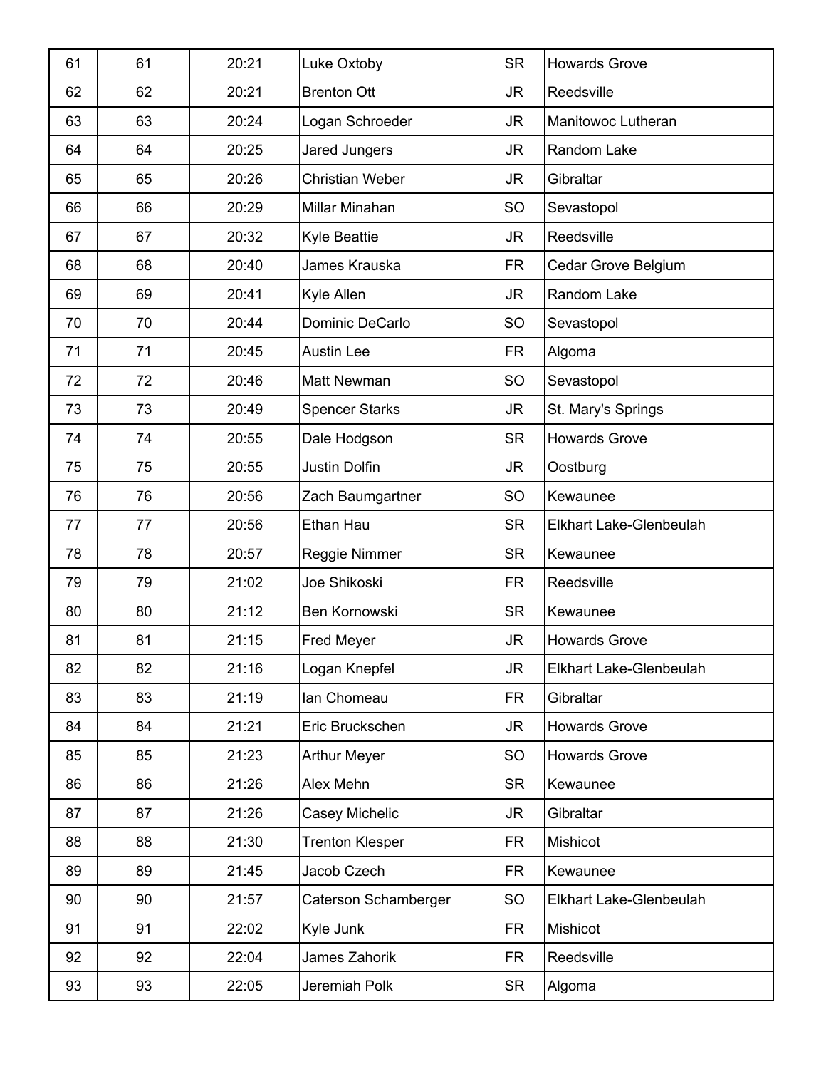| | | | | | |
|---|---|---|---|---|---|
| 61 | 61 | 20:21 | Luke Oxtoby | SR | Howards Grove |
| 62 | 62 | 20:21 | Brenton Ott | JR | Reedsville |
| 63 | 63 | 20:24 | Logan Schroeder | JR | Manitowoc Lutheran |
| 64 | 64 | 20:25 | Jared Jungers | JR | Random Lake |
| 65 | 65 | 20:26 | Christian Weber | JR | Gibraltar |
| 66 | 66 | 20:29 | Millar Minahan | SO | Sevastopol |
| 67 | 67 | 20:32 | Kyle Beattie | JR | Reedsville |
| 68 | 68 | 20:40 | James Krauska | FR | Cedar Grove Belgium |
| 69 | 69 | 20:41 | Kyle Allen | JR | Random Lake |
| 70 | 70 | 20:44 | Dominic DeCarlo | SO | Sevastopol |
| 71 | 71 | 20:45 | Austin Lee | FR | Algoma |
| 72 | 72 | 20:46 | Matt Newman | SO | Sevastopol |
| 73 | 73 | 20:49 | Spencer Starks | JR | St. Mary's Springs |
| 74 | 74 | 20:55 | Dale Hodgson | SR | Howards Grove |
| 75 | 75 | 20:55 | Justin Dolfin | JR | Oostburg |
| 76 | 76 | 20:56 | Zach Baumgartner | SO | Kewaunee |
| 77 | 77 | 20:56 | Ethan Hau | SR | Elkhart Lake-Glenbeulah |
| 78 | 78 | 20:57 | Reggie Nimmer | SR | Kewaunee |
| 79 | 79 | 21:02 | Joe Shikoski | FR | Reedsville |
| 80 | 80 | 21:12 | Ben Kornowski | SR | Kewaunee |
| 81 | 81 | 21:15 | Fred Meyer | JR | Howards Grove |
| 82 | 82 | 21:16 | Logan Knepfel | JR | Elkhart Lake-Glenbeulah |
| 83 | 83 | 21:19 | Ian Chomeau | FR | Gibraltar |
| 84 | 84 | 21:21 | Eric Bruckschen | JR | Howards Grove |
| 85 | 85 | 21:23 | Arthur Meyer | SO | Howards Grove |
| 86 | 86 | 21:26 | Alex Mehn | SR | Kewaunee |
| 87 | 87 | 21:26 | Casey Michelic | JR | Gibraltar |
| 88 | 88 | 21:30 | Trenton Klesper | FR | Mishicot |
| 89 | 89 | 21:45 | Jacob Czech | FR | Kewaunee |
| 90 | 90 | 21:57 | Caterson Schamberger | SO | Elkhart Lake-Glenbeulah |
| 91 | 91 | 22:02 | Kyle Junk | FR | Mishicot |
| 92 | 92 | 22:04 | James Zahorik | FR | Reedsville |
| 93 | 93 | 22:05 | Jeremiah Polk | SR | Algoma |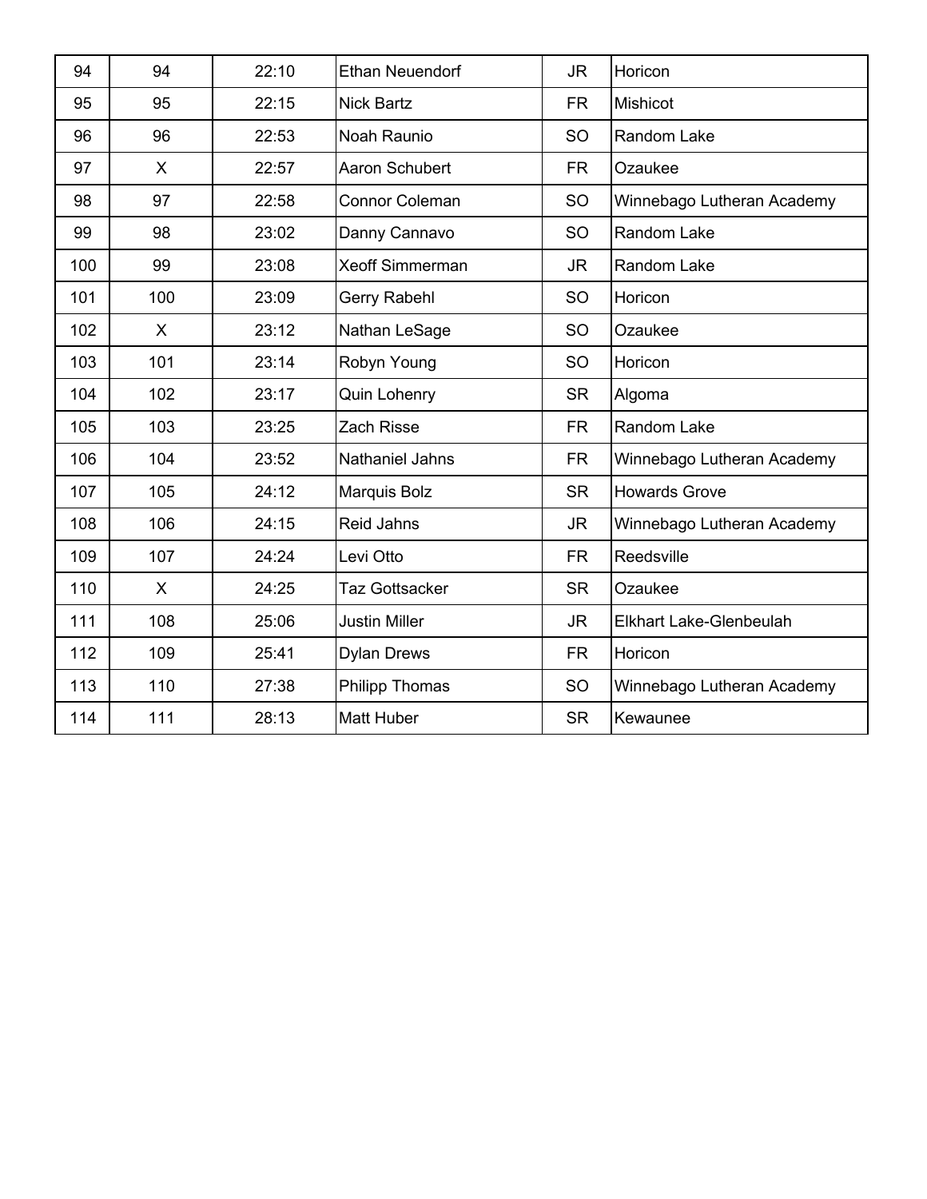| | | | | | |
|---|---|---|---|---|---|
| 94 | 94 | 22:10 | Ethan Neuendorf | JR | Horicon |
| 95 | 95 | 22:15 | Nick Bartz | FR | Mishicot |
| 96 | 96 | 22:53 | Noah Raunio | SO | Random Lake |
| 97 | X | 22:57 | Aaron Schubert | FR | Ozaukee |
| 98 | 97 | 22:58 | Connor Coleman | SO | Winnebago Lutheran Academy |
| 99 | 98 | 23:02 | Danny Cannavo | SO | Random Lake |
| 100 | 99 | 23:08 | Xeoff Simmerman | JR | Random Lake |
| 101 | 100 | 23:09 | Gerry Rabehl | SO | Horicon |
| 102 | X | 23:12 | Nathan LeSage | SO | Ozaukee |
| 103 | 101 | 23:14 | Robyn Young | SO | Horicon |
| 104 | 102 | 23:17 | Quin Lohenry | SR | Algoma |
| 105 | 103 | 23:25 | Zach Risse | FR | Random Lake |
| 106 | 104 | 23:52 | Nathaniel Jahns | FR | Winnebago Lutheran Academy |
| 107 | 105 | 24:12 | Marquis Bolz | SR | Howards Grove |
| 108 | 106 | 24:15 | Reid Jahns | JR | Winnebago Lutheran Academy |
| 109 | 107 | 24:24 | Levi Otto | FR | Reedsville |
| 110 | X | 24:25 | Taz Gottsacker | SR | Ozaukee |
| 111 | 108 | 25:06 | Justin Miller | JR | Elkhart Lake-Glenbeulah |
| 112 | 109 | 25:41 | Dylan Drews | FR | Horicon |
| 113 | 110 | 27:38 | Philipp Thomas | SO | Winnebago Lutheran Academy |
| 114 | 111 | 28:13 | Matt Huber | SR | Kewaunee |